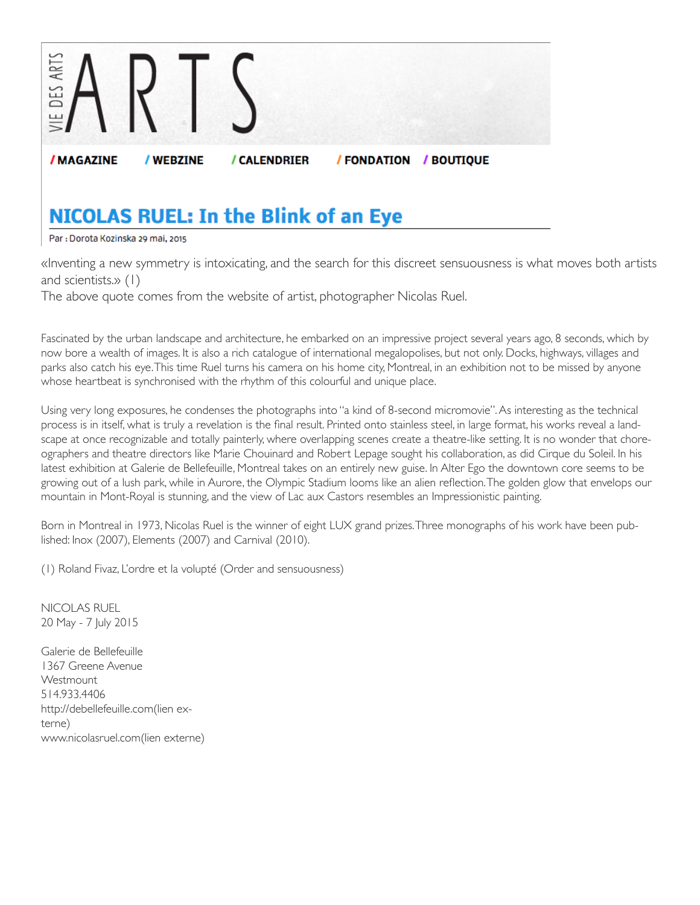VIE DES ARTS

# ARTS

/ MAGAZINE / WEBZINE / CALENDRIER / FONDATION / BOUTIQUE

## NICOLAS RUEL: In the Blink of an Eye

Par : Dorota Kozinska 29 mai, 2015

«Inventing a new symmetry is intoxicating, and the search for this discreet sensuousness is what moves both artists and scientists.» (1)
The above quote comes from the website of artist, photographer Nicolas Ruel.

Fascinated by the urban landscape and architecture, he embarked on an impressive project several years ago, 8 seconds, which by now bore a wealth of images. It is also a rich catalogue of international megalopolises, but not only. Docks, highways, villages and parks also catch his eye. This time Ruel turns his camera on his home city, Montreal, in an exhibition not to be missed by anyone whose heartbeat is synchronised with the rhythm of this colourful and unique place.

Using very long exposures, he condenses the photographs into "a kind of 8-second micromovie". As interesting as the technical process is in itself, what is truly a revelation is the final result. Printed onto stainless steel, in large format, his works reveal a landscape at once recognizable and totally painterly, where overlapping scenes create a theatre-like setting. It is no wonder that choreographers and theatre directors like Marie Chouinard and Robert Lepage sought his collaboration, as did Cirque du Soleil. In his latest exhibition at Galerie de Bellefeuille, Montreal takes on an entirely new guise. In Alter Ego the downtown core seems to be growing out of a lush park, while in Aurore, the Olympic Stadium looms like an alien reflection. The golden glow that envelops our mountain in Mont-Royal is stunning, and the view of Lac aux Castors resembles an Impressionistic painting.

Born in Montreal in 1973, Nicolas Ruel is the winner of eight LUX grand prizes. Three monographs of his work have been published: Inox (2007), Elements (2007) and Carnival (2010).

(1) Roland Fivaz, L'ordre et la volupté (Order and sensuousness)

NICOLAS RUEL
20 May - 7 July 2015

Galerie de Bellefeuille
1367 Greene Avenue
Westmount
514.933.4406
http://debellefeuille.com(lien externe)
www.nicolasruel.com(lien externe)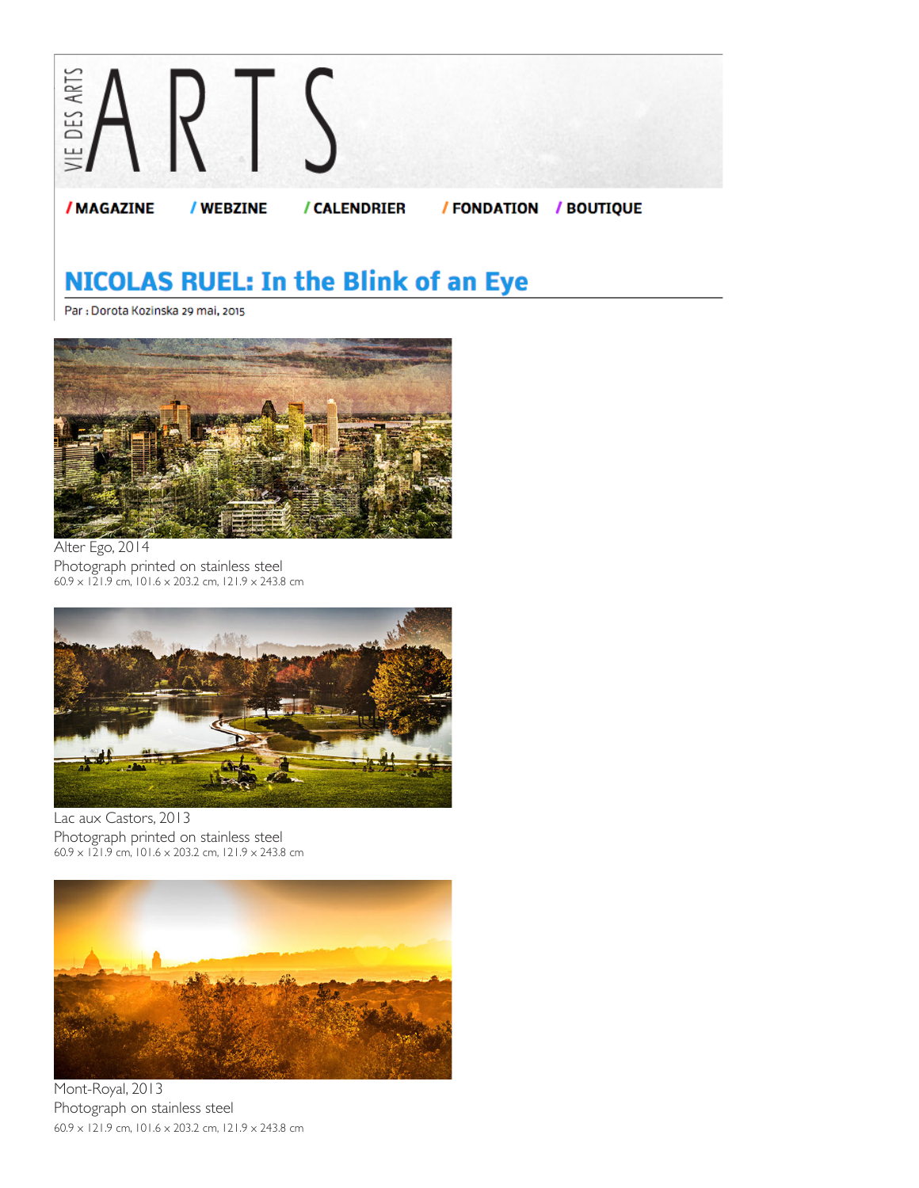ARTS

VIE DES ARTS

/ MAGAZINE / WEBZINE / CALENDRIER / FONDATION / BOUTIQUE

# NICOLAS RUEL: In the Blink of an Eye

Par : Dorota Kozinska 29 mai, 2015

Alter Ego, 2014
Photograph printed on stainless steel
60.9 x 121.9 cm, 101.6 x 203.2 cm, 121.9 x 243.8 cm

Lac aux Castors, 2013
Photograph printed on stainless steel
60.9 x 121.9 cm, 101.6 x 203.2 cm, 121.9 x 243.8 cm

Mont-Royal, 2013
Photograph on stainless steel
60.9 x 121.9 cm, 101.6 x 203.2 cm, 121.9 x 243.8 cm